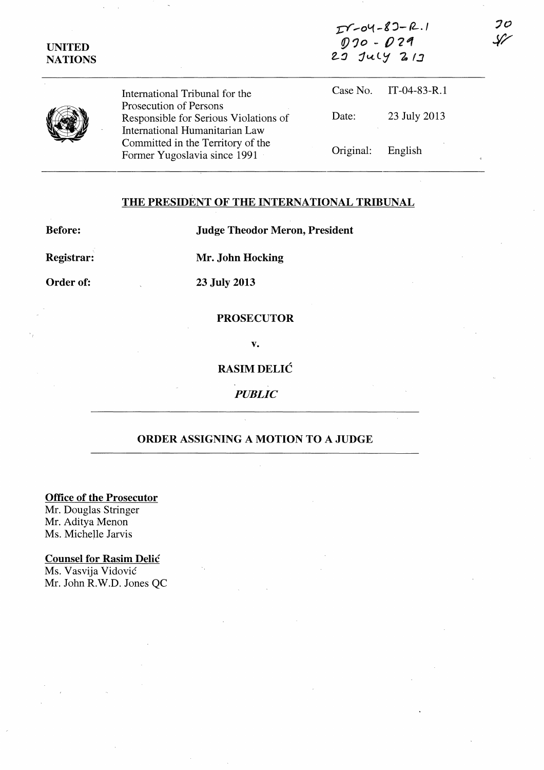UNITED NATIONS

IT-04-83-R.1
D70 - D29
23 July 2013

70
SF

International Tribunal for the Prosecution of Persons Responsible for Serious Violations of International Humanitarian Law Committed in the Territory of the Former Yugoslavia since 1991

| | |
|---|---|
| Case No. | IT-04-83-R.1 |
| Date: | 23 July 2013 |
| Original: | English |

## THE PRESIDENT OF THE INTERNATIONAL TRIBUNAL

**Before:** **Judge Theodor Meron, President**

**Registrar:** **Mr. John Hocking**

**Order of:** **23 July 2013**

**PROSECUTOR**

**v.**

**RASIM DELIĆ**

***PUBLIC***

## ORDER ASSIGNING A MOTION TO A JUDGE

**Office of the Prosecutor**
Mr. Douglas Stringer
Mr. Aditya Menon
Ms. Michelle Jarvis

**Counsel for Rasim Delić**
Ms. Vasvija Vidović
Mr. John R.W.D. Jones QC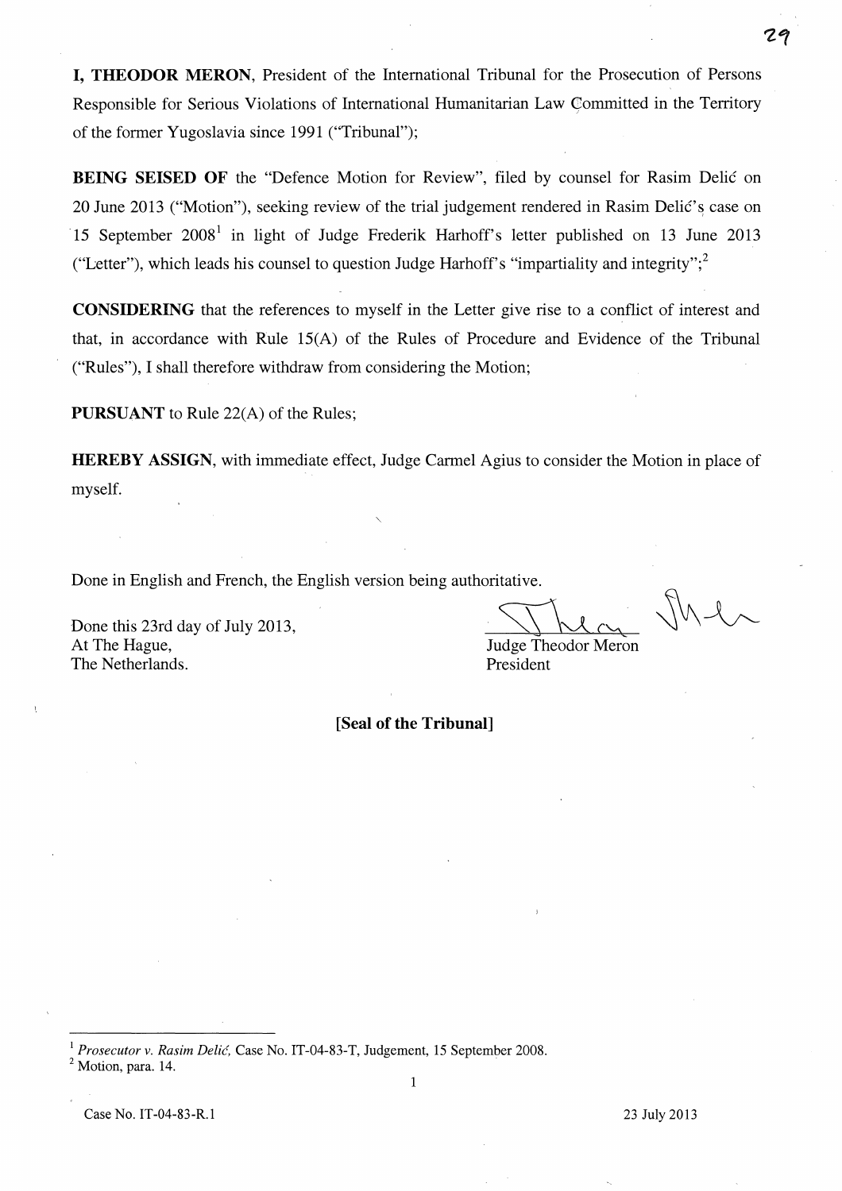**I, THEODOR MERON**, President of the International Tribunal for the Prosecution of Persons Responsible for Serious Violations of International Humanitarian Law Committed in the Territory of the former Yugoslavia since 1991 ("Tribunal");

**BEING SEISED OF** the "Defence Motion for Review", filed by counsel for Rasim Delić on 20 June 2013 ("Motion"), seeking review of the trial judgement rendered in Rasim Delić's case on 15 September 2008[1] in light of Judge Frederik Harhoff's letter published on 13 June 2013 ("Letter"), which leads his counsel to question Judge Harhoff's "impartiality and integrity";[2]

**CONSIDERING** that the references to myself in the Letter give rise to a conflict of interest and that, in accordance with Rule 15(A) of the Rules of Procedure and Evidence of the Tribunal ("Rules"), I shall therefore withdraw from considering the Motion;

**PURSUANT** to Rule 22(A) of the Rules;

**HEREBY ASSIGN**, with immediate effect, Judge Carmel Agius to consider the Motion in place of myself.

Done in English and French, the English version being authoritative.

Done this 23rd day of July 2013,
At The Hague,
The Netherlands.

Judge Theodor Meron
President

**[Seal of the Tribunal]**

---

[1] *Prosecutor v. Rasim Delić*, Case No. IT-04-83-T, Judgement, 15 September 2008.
[2] Motion, para. 14.

Case No. IT-04-83-R.1 23 July 2013